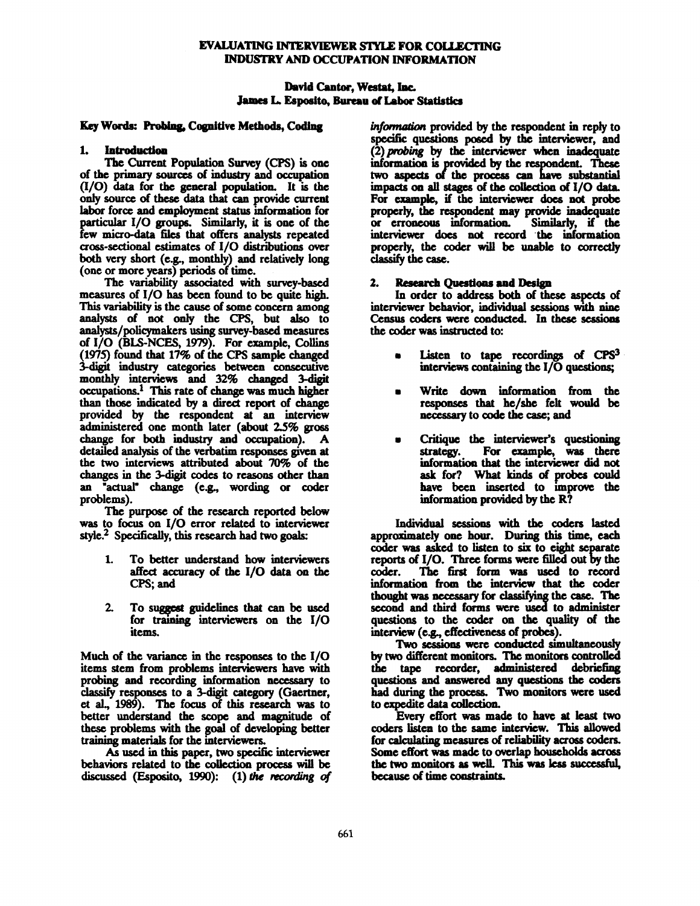# EVALUATING INTERVIEWER STYLE FOR COLLECTING INDUSTRY AND OCCUPATION INFORMATION

**David Cantor, Westat, Inc.**
**James L. Esposito, Bureau of Labor Statistics**

**Key Words: Probing, Cognitive Methods, Coding**

## 1. Introduction

The Current Population Survey (CPS) is one of the primary sources of industry and occupation (I/O) data for the general population. It is the only source of these data that can provide current labor force and employment status information for particular I/O groups. Similarly, it is one of the few micro-data files that offers analysts repeated cross-sectional estimates of I/O distributions over both very short (e.g., monthly) and relatively long (one or more years) periods of time.

The variability associated with survey-based measures of I/O has been found to be quite high. This variability is the cause of some concern among analysts of not only the CPS, but also to analysts/policymakers using survey-based measures of I/O (BLS-NCES, 1979). For example, Collins (1975) found that 17% of the CPS sample changed 3-digit industry categories between consecutive monthly interviews and 32% changed 3-digit occupations.[1] This rate of change was much higher than those indicated by a direct report of change provided by the respondent at an interview administered one month later (about 2.5% gross change for both industry and occupation). A detailed analysis of the verbatim responses given at the two interviews attributed about 70% of the changes in the 3-digit codes to reasons other than an "actual" change (e.g., wording or coder problems).

The purpose of the research reported below was to focus on I/O error related to interviewer style.[2] Specifically, this research had two goals:

1. To better understand how interviewers affect accuracy of the I/O data on the CPS; and

2. To suggest guidelines that can be used for training interviewers on the I/O items.

Much of the variance in the responses to the I/O items stem from problems interviewers have with probing and recording information necessary to classify responses to a 3-digit category (Gaertner, et al., 1989). The focus of this research was to better understand the scope and magnitude of these problems with the goal of developing better training materials for the interviewers.

As used in this paper, two specific interviewer behaviors related to the collection process will be discussed (Esposito, 1990): (1) *the recording of information* provided by the respondent in reply to specific questions posed by the interviewer, and (2) *probing* by the interviewer when inadequate information is provided by the respondent. These two aspects of the process can have substantial impacts on all stages of the collection of I/O data. For example, if the interviewer does not probe properly, the respondent may provide inadequate or erroneous information. Similarly, if the interviewer does not record the information properly, the coder will be unable to correctly classify the case.

## 2. Research Questions and Design

In order to address both of these aspects of interviewer behavior, individual sessions with nine Census coders were conducted. In these sessions the coder was instructed to:

- Listen to tape recordings of CPS[3] interviews containing the I/O questions;
- Write down information from the responses that he/she felt would be necessary to code the case; and
- Critique the interviewer's questioning strategy. For example, was there information that the interviewer did not ask for? What kinds of probes could have been inserted to improve the information provided by the R?

Individual sessions with the coders lasted approximately one hour. During this time, each coder was asked to listen to six to eight separate reports of I/O. Three forms were filled out by the coder. The first form was used to record information from the interview that the coder thought was necessary for classifying the case. The second and third forms were used to administer questions to the coder on the quality of the interview (e.g., effectiveness of probes).

Two sessions were conducted simultaneously by two different monitors. The monitors controlled the tape recorder, administered debriefing questions and answered any questions the coders had during the process. Two monitors were used to expedite data collection.

Every effort was made to have at least two coders listen to the same interview. This allowed for calculating measures of reliability across coders. Some effort was made to overlap households across the two monitors as well. This was less successful, because of time constraints.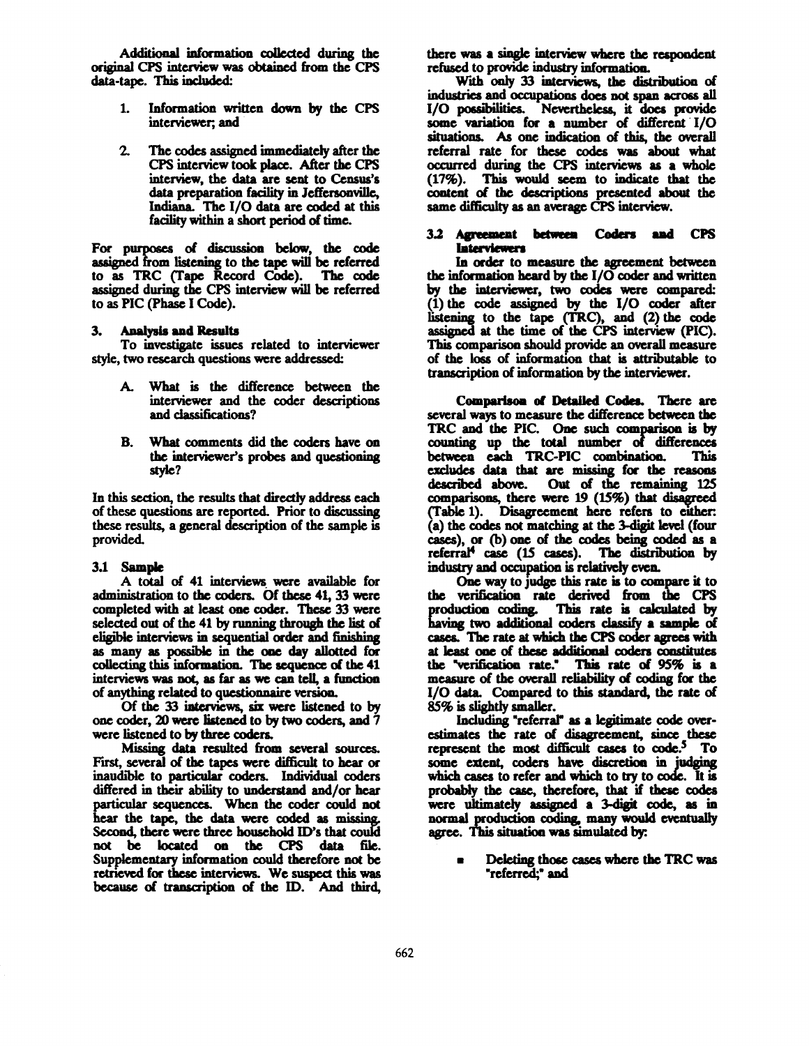Additional information collected during the original CPS interview was obtained from the CPS data-tape. This included:

1. Information written down by the CPS interviewer; and

2. The codes assigned immediately after the CPS interview took place. After the CPS interview, the data are sent to Census's data preparation facility in Jeffersonville, Indiana. The I/O data are coded at this facility within a short period of time.

For purposes of discussion below, the code assigned from listening to the tape will be referred to as TRC (Tape Record Code). The code assigned during the CPS interview will be referred to as PIC (Phase I Code).

## 3. Analysis and Results

To investigate issues related to interviewer style, two research questions were addressed:

A. What is the difference between the interviewer and the coder descriptions and classifications?

B. What comments did the coders have on the interviewer's probes and questioning style?

In this section, the results that directly address each of these questions are reported. Prior to discussing these results, a general description of the sample is provided.

### 3.1 Sample

A total of 41 interviews were available for administration to the coders. Of these 41, 33 were completed with at least one coder. These 33 were selected out of the 41 by running through the list of eligible interviews in sequential order and finishing as many as possible in the one day allotted for collecting this information. The sequence of the 41 interviews was not, as far as we can tell, a function of anything related to questionnaire version.

Of the 33 interviews, six were listened to by one coder, 20 were listened to by two coders, and 7 were listened to by three coders.

Missing data resulted from several sources. First, several of the tapes were difficult to hear or inaudible to particular coders. Individual coders differed in their ability to understand and/or hear particular sequences. When the coder could not hear the tape, the data were coded as missing. Second, there were three household ID's that could not be located on the CPS data file. Supplementary information could therefore not be retrieved for these interviews. We suspect this was because of transcription of the ID. And third, there was a single interview where the respondent refused to provide industry information.

With only 33 interviews, the distribution of industries and occupations does not span across all I/O possibilities. Nevertheless, it does provide some variation for a number of different I/O situations. As one indication of this, the overall referral rate for these codes was about what occurred during the CPS interviews as a whole (17%). This would seem to indicate that the content of the descriptions presented about the same difficulty as an average CPS interview.

### 3.2 Agreement between Coders and CPS Interviewers

In order to measure the agreement between the information heard by the I/O coder and written by the interviewer, two codes were compared: (1) the code assigned by the I/O coder after listening to the tape (TRC), and (2) the code assigned at the time of the CPS interview (PIC). This comparison should provide an overall measure of the loss of information that is attributable to transcription of information by the interviewer.

**Comparison of Detailed Codes.** There are several ways to measure the difference between the TRC and the PIC. One such comparison is by counting up the total number of differences between each TRC-PIC combination. This excludes data that are missing for the reasons described above. Out of the remaining 125 comparisons, there were 19 (15%) that disagreed (Table 1). Disagreement here refers to either: (a) the codes not matching at the 3-digit level (four cases), or (b) one of the codes being coded as a referral[4] case (15 cases). The distribution by industry and occupation is relatively even.

One way to judge this rate is to compare it to the verification rate derived from the CPS production coding. This rate is calculated by having two additional coders classify a sample of cases. The rate at which the CPS coder agrees with at least one of these additional coders constitutes the "verification rate." This rate of 95% is a measure of the overall reliability of coding for the I/O data. Compared to this standard, the rate of 85% is slightly smaller.

Including "referral" as a legitimate code overestimates the rate of disagreement, since these represent the most difficult cases to code.[5] To some extent, coders have discretion in judging which cases to refer and which to try to code. It is probably the case, therefore, that if these codes were ultimately assigned a 3-digit code, as in normal production coding, many would eventually agree. This situation was simulated by:

- Deleting those cases where the TRC was "referred;" and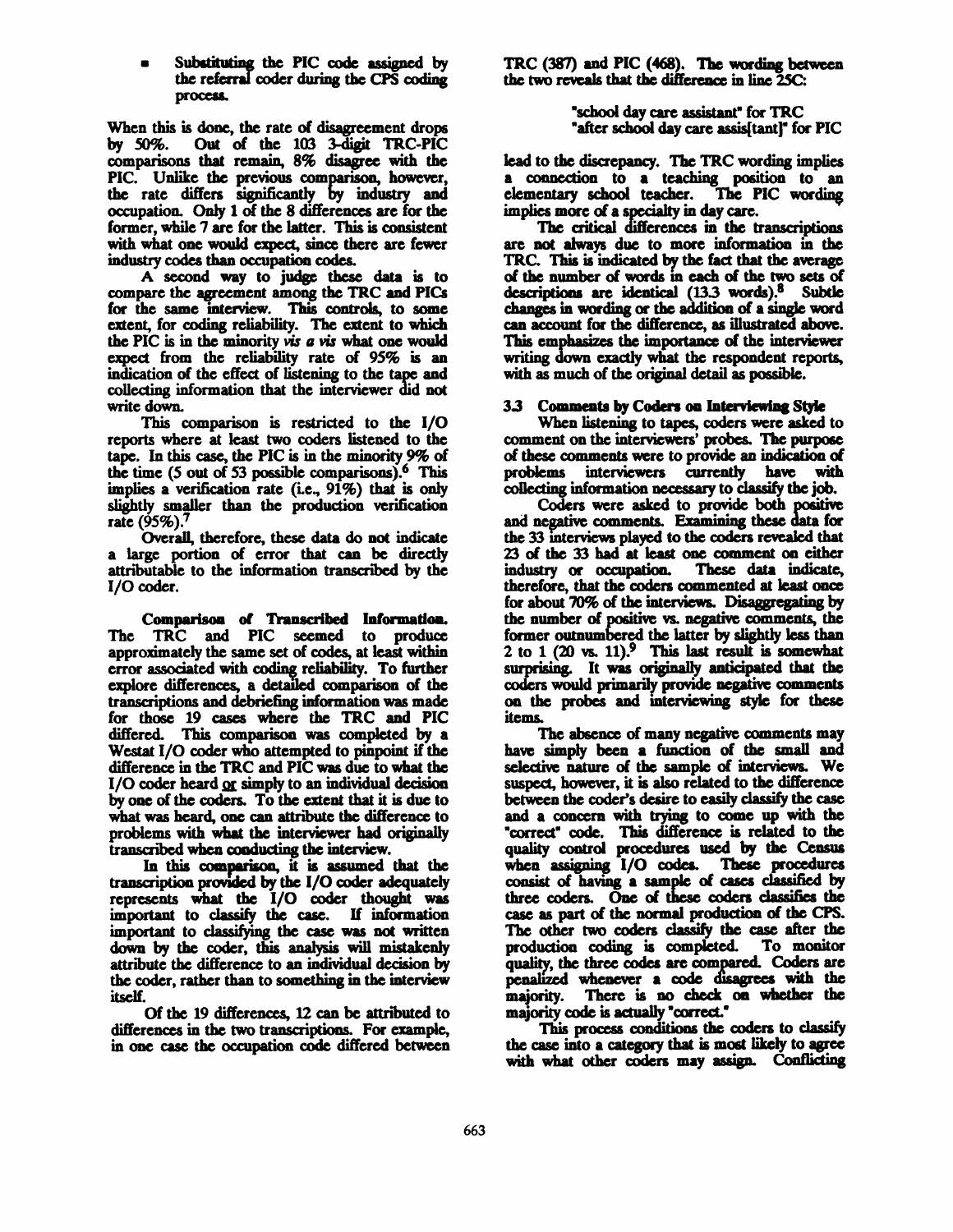- Substituting the PIC code assigned by the referral coder during the CPS coding process.

When this is done, the rate of disagreement drops by 50%. Out of the 103 3-digit TRC-PIC comparisons that remain, 8% disagree with the PIC. Unlike the previous comparison, however, the rate differs significantly by industry and occupation. Only 1 of the 8 differences are for the former, while 7 are for the latter. This is consistent with what one would expect, since there are fewer industry codes than occupation codes.

A second way to judge these data is to compare the agreement among the TRC and PICs for the same interview. This controls, to some extent, for coding reliability. The extent to which the PIC is in the minority *vis a vis* what one would expect from the reliability rate of 95% is an indication of the effect of listening to the tape and collecting information that the interviewer did not write down.

This comparison is restricted to the I/O reports where at least two coders listened to the tape. In this case, the PIC is in the minority 9% of the time (5 out of 53 possible comparisons).[6] This implies a verification rate (i.e., 91%) that is only slightly smaller than the production verification rate (95%).[7]

Overall, therefore, these data do not indicate a large portion of error that can be directly attributable to the information transcribed by the I/O coder.

**Comparison of Transcribed Information.** The TRC and PIC seemed to produce approximately the same set of codes, at least within error associated with coding reliability. To further explore differences, a detailed comparison of the transcriptions and debriefing information was made for those 19 cases where the TRC and PIC differed. This comparison was completed by a Westat I/O coder who attempted to pinpoint if the difference in the TRC and PIC was due to what the I/O coder heard or simply to an individual decision by one of the coders. To the extent that it is due to what was heard, one can attribute the difference to problems with what the interviewer had originally transcribed when conducting the interview.

In this comparison, it is assumed that the transcription provided by the I/O coder adequately represents what the I/O coder thought was important to classify the case. If information important to classifying the case was not written down by the coder, this analysis will mistakenly attribute the difference to an individual decision by the coder, rather than to something in the interview itself.

Of the 19 differences, 12 can be attributed to differences in the two transcriptions. For example, in one case the occupation code differed between TRC (387) and PIC (468). The wording between the two reveals that the difference in line 25C:

> "school day care assistant" for TRC
> "after school day care assis[tant]" for PIC

lead to the discrepancy. The TRC wording implies a connection to a teaching position to an elementary school teacher. The PIC wording implies more of a specialty in day care.

The critical differences in the transcriptions are not always due to more information in the TRC. This is indicated by the fact that the average of the number of words in each of the two sets of descriptions are identical (13.3 words).[8] Subtle changes in wording or the addition of a single word can account for the difference, as illustrated above. This emphasizes the importance of the interviewer writing down exactly what the respondent reports, with as much of the original detail as possible.

### 3.3 Comments by Coders on Interviewing Style

When listening to tapes, coders were asked to comment on the interviewers' probes. The purpose of these comments were to provide an indication of problems interviewers currently have with collecting information necessary to classify the job.

Coders were asked to provide both positive and negative comments. Examining these data for the 33 interviews played to the coders revealed that 23 of the 33 had at least one comment on either industry or occupation. These data indicate, therefore, that the coders commented at least once for about 70% of the interviews. Disaggregating by the number of positive vs. negative comments, the former outnumbered the latter by slightly less than 2 to 1 (20 vs. 11).[9] This last result is somewhat surprising. It was originally anticipated that the coders would primarily provide negative comments on the probes and interviewing style for these items.

The absence of many negative comments may have simply been a function of the small and selective nature of the sample of interviews. We suspect, however, it is also related to the difference between the coder's desire to easily classify the case and a concern with trying to come up with the "correct" code. This difference is related to the quality control procedures used by the Census when assigning I/O codes. These procedures consist of having a sample of cases classified by three coders. One of these coders classifies the case as part of the normal production of the CPS. The other two coders classify the case after the production coding is completed. To monitor quality, the three codes are compared. Coders are penalized whenever a code disagrees with the majority. There is no check on whether the majority code is actually "correct."

This process conditions the coders to classify the case into a category that is most likely to agree with what other coders may assign. Conflicting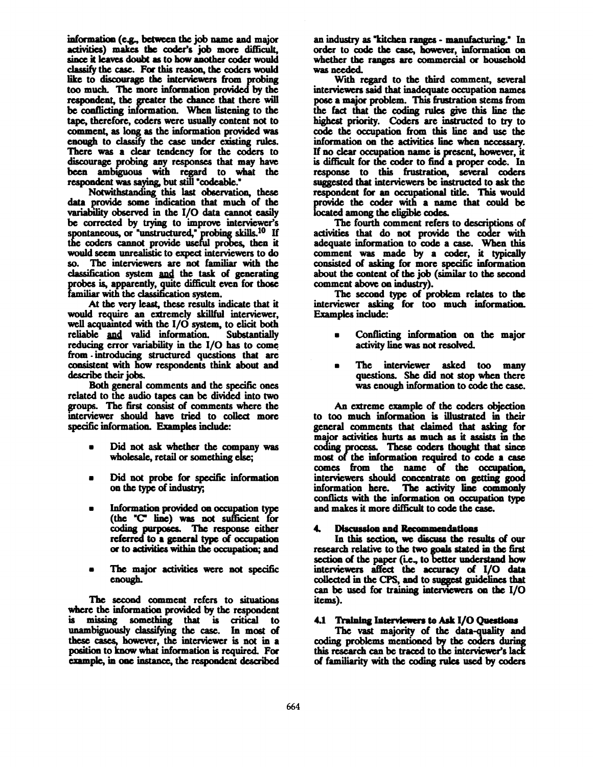information (e.g., between the job name and major activities) makes the coder's job more difficult, since it leaves doubt as to how another coder would classify the case. For this reason, the coders would like to discourage the interviewers from probing too much. The more information provided by the respondent, the greater the chance that there will be conflicting information. When listening to the tape, therefore, coders were usually content not to comment, as long as the information provided was enough to classify the case under existing rules. There was a clear tendency for the coders to discourage probing any responses that may have been ambiguous with regard to what the respondent was saying, but still "codeable."

Notwithstanding this last observation, these data provide some indication that much of the variability observed in the I/O data cannot easily be corrected by trying to improve interviewer's spontaneous, or "unstructured," probing skills.[10] If the coders cannot provide useful probes, then it would seem unrealistic to expect interviewers to do so. The interviewers are not familiar with the classification system and the task of generating probes is, apparently, quite difficult even for those familiar with the classification system.

At the very least, these results indicate that it would require an extremely skillful interviewer, well acquainted with the I/O system, to elicit both reliable and valid information. Substantially reducing error variability in the I/O has to come from introducing structured questions that are consistent with how respondents think about and describe their jobs.

Both general comments and the specific ones related to the audio tapes can be divided into two groups. The first consist of comments where the interviewer should have tried to collect more specific information. Examples include:

- Did not ask whether the company was wholesale, retail or something else;
- Did not probe for specific information on the type of industry;
- Information provided on occupation type (the "C" line) was not sufficient for coding purposes. The response either referred to a general type of occupation or to activities within the occupation; and
- The major activities were not specific enough.

The second comment refers to situations where the information provided by the respondent is missing something that is critical to unambiguously classifying the case. In most of these cases, however, the interviewer is not in a position to know what information is required. For example, in one instance, the respondent described an industry as "kitchen ranges - manufacturing." In order to code the case, however, information on whether the ranges are commercial or household was needed.

With regard to the third comment, several interviewers said that inadequate occupation names pose a major problem. This frustration stems from the fact that the coding rules give this line the highest priority. Coders are instructed to try to code the occupation from this line and use the information on the activities line when necessary. If no clear occupation name is present, however, it is difficult for the coder to find a proper code. In response to this frustration, several coders suggested that interviewers be instructed to ask the respondent for an occupational title. This would provide the coder with a name that could be located among the eligible codes.

The fourth comment refers to descriptions of activities that do not provide the coder with adequate information to code a case. When this comment was made by a coder, it typically consisted of asking for more specific information about the content of the job (similar to the second comment above on industry).

The second type of problem relates to the interviewer asking for too much information. Examples include:

- Conflicting information on the major activity line was not resolved.
- The interviewer asked too many questions. She did not stop when there was enough information to code the case.

An extreme example of the coders objection to too much information is illustrated in their general comments that claimed that asking for major activities hurts as much as it assists in the coding process. These coders thought that since most of the information required to code a case comes from the name of the occupation, interviewers should concentrate on getting good information here. The activity line commonly conflicts with the information on occupation type and makes it more difficult to code the case.

## 4. Discussion and Recommendations

In this section, we discuss the results of our research relative to the two goals stated in the first section of the paper (i.e., to better understand how interviewers affect the accuracy of I/O data collected in the CPS, and to suggest guidelines that can be used for training interviewers on the I/O items).

### 4.1 Training Interviewers to Ask I/O Questions

The vast majority of the data-quality and coding problems mentioned by the coders during this research can be traced to the interviewer's lack of familiarity with the coding rules used by coders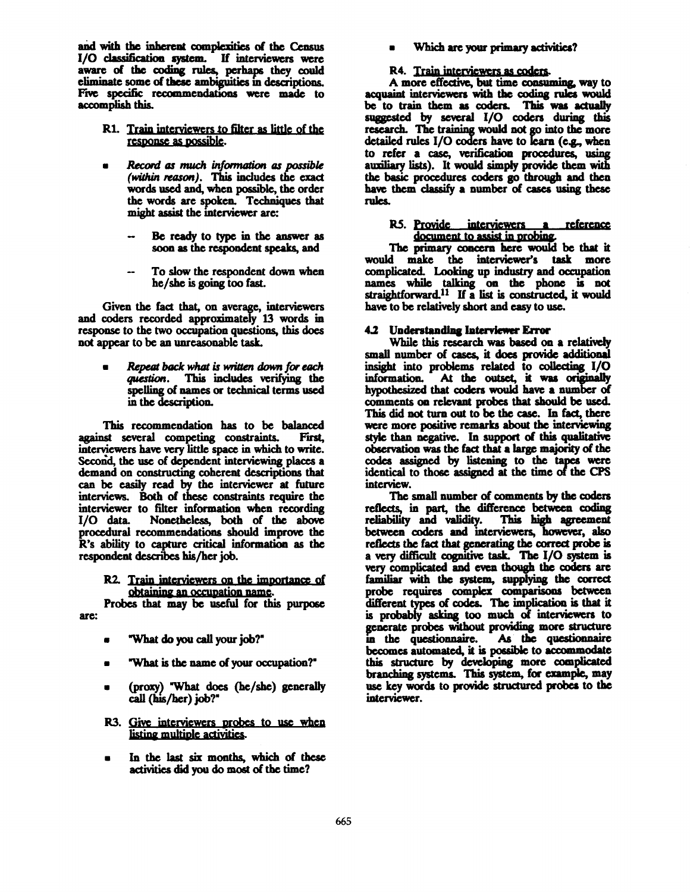and with the inherent complexities of the Census I/O classification system. If interviewers were aware of the coding rules, perhaps they could eliminate some of these ambiguities in descriptions. Five specific recommendations were made to accomplish this.

R1. <u>Train interviewers to filter as little of the response as possible</u>.

- *Record as much information as possible (within reason)*. This includes the exact words used and, when possible, the order the words are spoken. Techniques that might assist the interviewer are:
  - -- Be ready to type in the answer as soon as the respondent speaks, and
  - -- To slow the respondent down when he/she is going too fast.

Given the fact that, on average, interviewers and coders recorded approximately 13 words in response to the two occupation questions, this does not appear to be an unreasonable task.

- *Repeat back what is written down for each question*. This includes verifying the spelling of names or technical terms used in the description.

This recommendation has to be balanced against several competing constraints. First, interviewers have very little space in which to write. Second, the use of dependent interviewing places a demand on constructing coherent descriptions that can be easily read by the interviewer at future interviews. Both of these constraints require the interviewer to filter information when recording I/O data. Nonetheless, both of the above procedural recommendations should improve the R's ability to capture critical information as the respondent describes his/her job.

R2. <u>Train interviewers on the importance of obtaining an occupation name</u>.

Probes that may be useful for this purpose are:

- "What do you call your job?"
- "What is the name of your occupation?"
- (proxy) "What does (he/she) generally call (his/her) job?"

R3. <u>Give interviewers probes to use when listing multiple activities</u>.

- In the last six months, which of these activities did you do most of the time?
- Which are your primary activities?

R4. <u>Train interviewers as coders</u>.

A more effective, but time consuming, way to acquaint interviewers with the coding rules would be to train them as coders. This was actually suggested by several I/O coders during this research. The training would not go into the more detailed rules I/O coders have to learn (e.g., when to refer a case, verification procedures, using auxiliary lists). It would simply provide them with the basic procedures coders go through and then have them classify a number of cases using these rules.

R5. <u>Provide interviewers a reference document to assist in probing</u>.

The primary concern here would be that it would make the interviewer's task more complicated. Looking up industry and occupation names while talking on the phone is not straightforward.[11] If a list is constructed, it would have to be relatively short and easy to use.

### 4.2 Understanding Interviewer Error

While this research was based on a relatively small number of cases, it does provide additional insight into problems related to collecting I/O information. At the outset, it was originally hypothesized that coders would have a number of comments on relevant probes that should be used. This did not turn out to be the case. In fact, there were more positive remarks about the interviewing style than negative. In support of this qualitative observation was the fact that a large majority of the codes assigned by listening to the tapes were identical to those assigned at the time of the CPS interview.

The small number of comments by the coders reflects, in part, the difference between coding reliability and validity. This high agreement between coders and interviewers, however, also reflects the fact that generating the correct probe is a very difficult cognitive task. The I/O system is very complicated and even though the coders are familiar with the system, supplying the correct probe requires complex comparisons between different types of codes. The implication is that it is probably asking too much of interviewers to generate probes without providing more structure in the questionnaire. As the questionnaire becomes automated, it is possible to accommodate this structure by developing more complicated branching systems. This system, for example, may use key words to provide structured probes to the interviewer.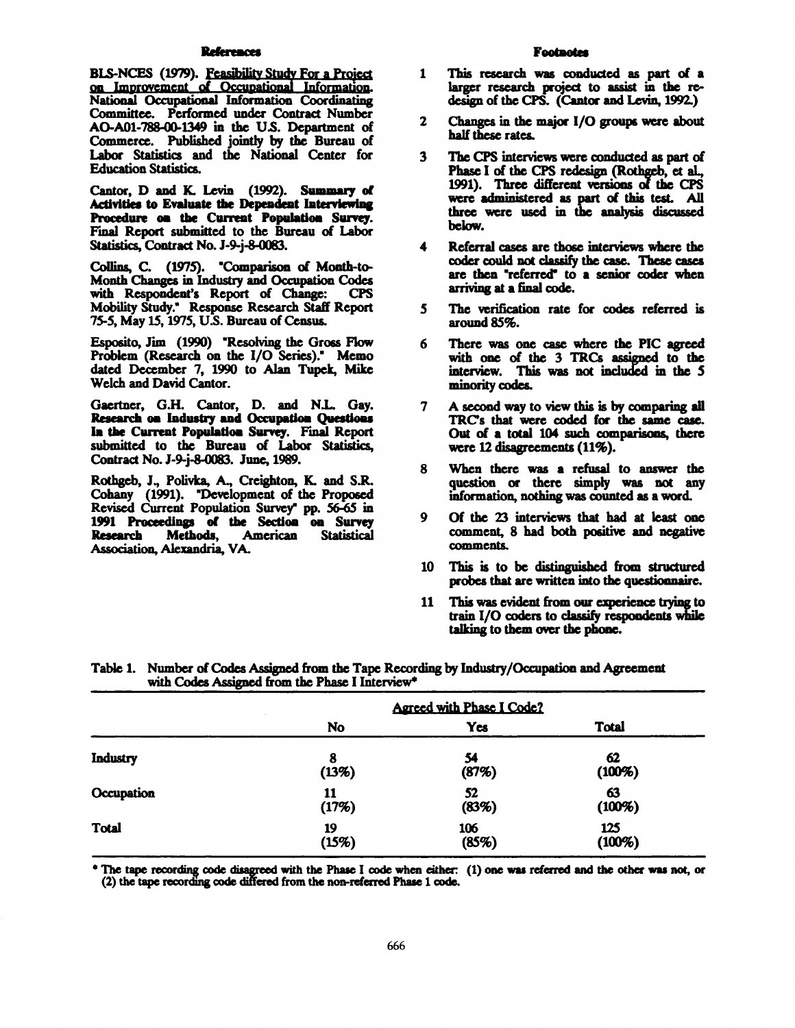## References

BLS-NCES (1979). Feasibility Study For a Project on Improvement of Occupational Information. National Occupational Information Coordinating Committee. Performed under Contract Number AO-A01-788-00-1349 in the U.S. Department of Commerce. Published jointly by the Bureau of Labor Statistics and the National Center for Education Statistics.

Cantor, D and K. Levin (1992). **Summary of Activities to Evaluate the Dependent Interviewing Procedure on the Current Population Survey.** Final Report submitted to the Bureau of Labor Statistics, Contract No. J-9-j-8-0083.

Collins, C. (1975). "Comparison of Month-to-Month Changes in Industry and Occupation Codes with Respondent's Report of Change: CPS Mobility Study." Response Research Staff Report 75-5, May 15, 1975, U.S. Bureau of Census.

Esposito, Jim (1990) "Resolving the Gross Flow Problem (Research on the I/O Series)." Memo dated December 7, 1990 to Alan Tupek, Mike Welch and David Cantor.

Gaertner, G.H. Cantor, D. and N.L. Gay. **Research on Industry and Occupation Questions In the Current Population Survey.** Final Report submitted to the Bureau of Labor Statistics, Contract No. J-9-j-8-0083. June, 1989.

Rothgeb, J., Polivka, A., Creighton, K. and S.R. Cohany (1991). "Development of the Proposed Revised Current Population Survey" pp. 56-65 in **1991 Proceedings of the Section on Survey Research Methods**, American Statistical Association, Alexandria, VA.

## Footnotes

1. This research was conducted as part of a larger research project to assist in the redesign of the CPS. (Cantor and Levin, 1992.)
2. Changes in the major I/O groups were about half these rates.
3. The CPS interviews were conducted as part of Phase I of the CPS redesign (Rothgeb, et al., 1991). Three different versions of the CPS were administered as part of this test. All three were used in the analysis discussed below.
4. Referral cases are those interviews where the coder could not classify the case. These cases are then "referred" to a senior coder when arriving at a final code.
5. The verification rate for codes referred is around 85%.
6. There was one case where the PIC agreed with one of the 3 TRCs assigned to the interview. This was not included in the 5 minority codes.
7. A second way to view this is by comparing all TRC's that were coded for the same case. Out of a total 104 such comparisons, there were 12 disagreements (11%).
8. When there was a refusal to answer the question or there simply was not any information, nothing was counted as a word.
9. Of the 23 interviews that had at least one comment, 8 had both positive and negative comments.
10. This is to be distinguished from structured probes that are written into the questionnaire.
11. This was evident from our experience trying to train I/O coders to classify respondents while talking to them over the phone.

Table 1. Number of Codes Assigned from the Tape Recording by Industry/Occupation and Agreement with Codes Assigned from the Phase I Interview*

| | Agreed with Phase I Code? | | |
|---|---|---|---|
| | No | Yes | Total |
| Industry | 8 (13%) | 54 (87%) | 62 (100%) |
| Occupation | 11 (17%) | 52 (83%) | 63 (100%) |
| Total | 19 (15%) | 106 (85%) | 125 (100%) |

* The tape recording code disagreed with the Phase I code when either: (1) one was referred and the other was not, or (2) the tape recording code differed from the non-referred Phase 1 code.